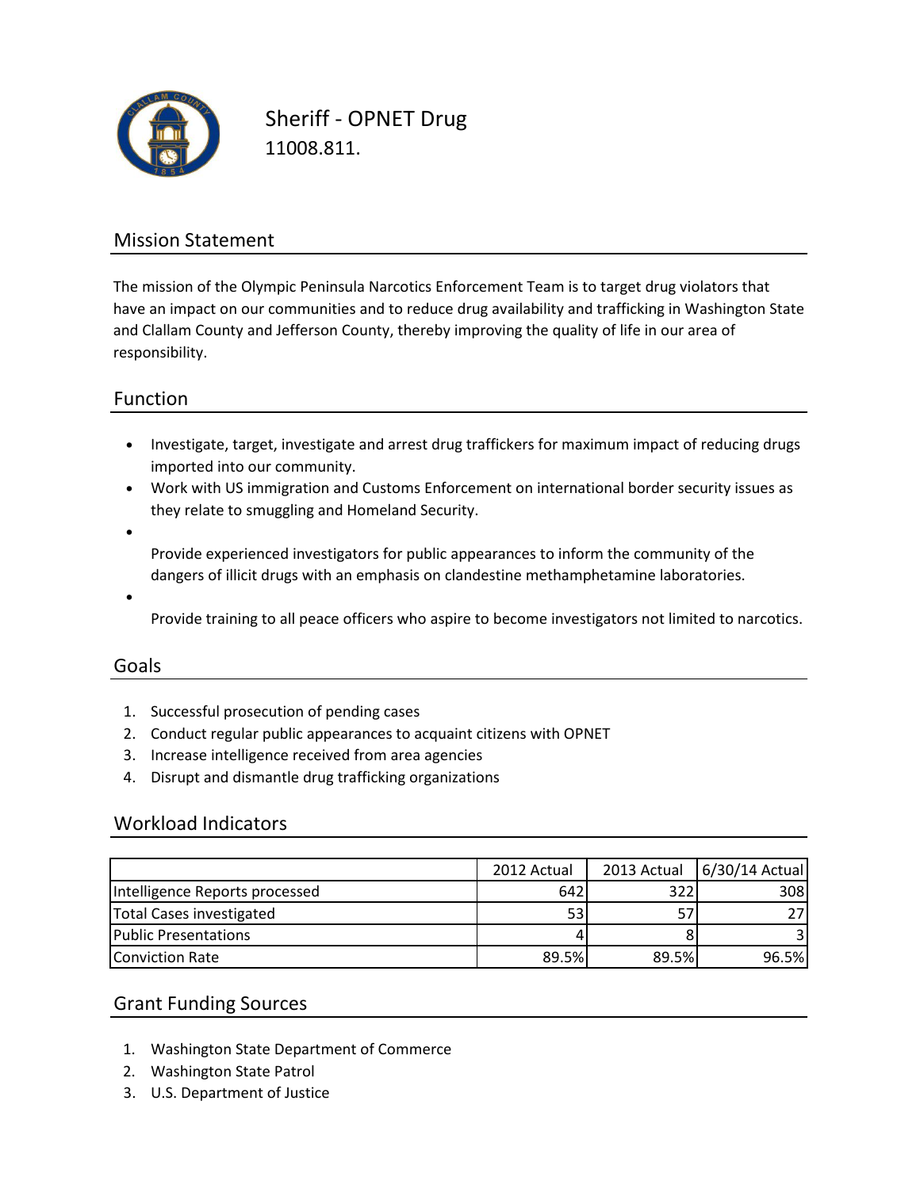# Sheriff - OPNET Drug

11008.811.

## Mission Statement

The mission of the Olympic Peninsula Narcotics Enforcement Team is to target drug violators that have an impact on our communities and to reduce drug availability and trafficking in Washington State and Clallam County and Jefferson County, thereby improving the quality of life in our area of responsibility.

## Function

- Investigate, target, investigate and arrest drug traffickers for maximum impact of reducing drugs imported into our community.
- Work with US immigration and Customs Enforcement on international border security issues as they relate to smuggling and Homeland Security.
- Provide experienced investigators for public appearances to inform the community of the dangers of illicit drugs with an emphasis on clandestine methamphetamine laboratories.
- Provide training to all peace officers who aspire to become investigators not limited to narcotics.

## Goals

1. Successful prosecution of pending cases
2. Conduct regular public appearances to acquaint citizens with OPNET
3. Increase intelligence received from area agencies
4. Disrupt and dismantle drug trafficking organizations

## Workload Indicators

| | 2012 Actual | 2013 Actual | 6/30/14 Actual |
|---|---|---|---|
| Intelligence Reports processed | 642 | 322 | 308 |
| Total Cases investigated | 53 | 57 | 27 |
| Public Presentations | 4 | 8 | 3 |
| Conviction Rate | 89.5% | 89.5% | 96.5% |

## Grant Funding Sources

1. Washington State Department of Commerce
2. Washington State Patrol
3. U.S. Department of Justice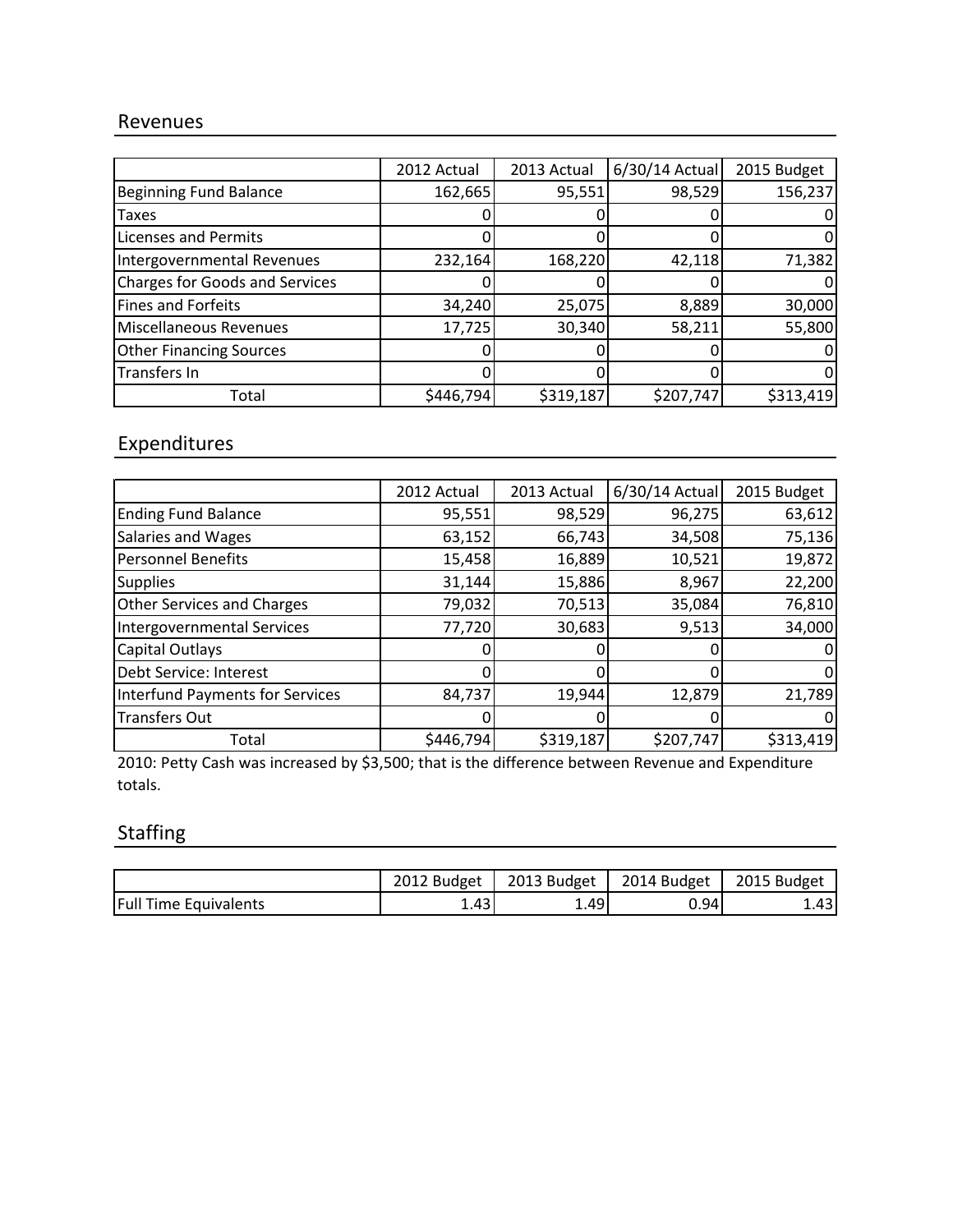## Revenues

| | 2012 Actual | 2013 Actual | 6/30/14 Actual | 2015 Budget |
|---|---|---|---|---|
| Beginning Fund Balance | 162,665 | 95,551 | 98,529 | 156,237 |
| Taxes | 0 | 0 | 0 | 0 |
| Licenses and Permits | 0 | 0 | 0 | 0 |
| Intergovernmental Revenues | 232,164 | 168,220 | 42,118 | 71,382 |
| Charges for Goods and Services | 0 | 0 | 0 | 0 |
| Fines and Forfeits | 34,240 | 25,075 | 8,889 | 30,000 |
| Miscellaneous Revenues | 17,725 | 30,340 | 58,211 | 55,800 |
| Other Financing Sources | 0 | 0 | 0 | 0 |
| Transfers In | 0 | 0 | 0 | 0 |
| Total | $446,794 | $319,187 | $207,747 | $313,419 |

## Expenditures

| | 2012 Actual | 2013 Actual | 6/30/14 Actual | 2015 Budget |
|---|---|---|---|---|
| Ending Fund Balance | 95,551 | 98,529 | 96,275 | 63,612 |
| Salaries and Wages | 63,152 | 66,743 | 34,508 | 75,136 |
| Personnel Benefits | 15,458 | 16,889 | 10,521 | 19,872 |
| Supplies | 31,144 | 15,886 | 8,967 | 22,200 |
| Other Services and Charges | 79,032 | 70,513 | 35,084 | 76,810 |
| Intergovernmental Services | 77,720 | 30,683 | 9,513 | 34,000 |
| Capital Outlays | 0 | 0 | 0 | 0 |
| Debt Service: Interest | 0 | 0 | 0 | 0 |
| Interfund Payments for Services | 84,737 | 19,944 | 12,879 | 21,789 |
| Transfers Out | 0 | 0 | 0 | 0 |
| Total | $446,794 | $319,187 | $207,747 | $313,419 |

2010: Petty Cash was increased by $3,500; that is the difference between Revenue and Expenditure totals.

## Staffing

| | 2012 Budget | 2013 Budget | 2014 Budget | 2015 Budget |
|---|---|---|---|---|
| Full Time Equivalents | 1.43 | 1.49 | 0.94 | 1.43 |